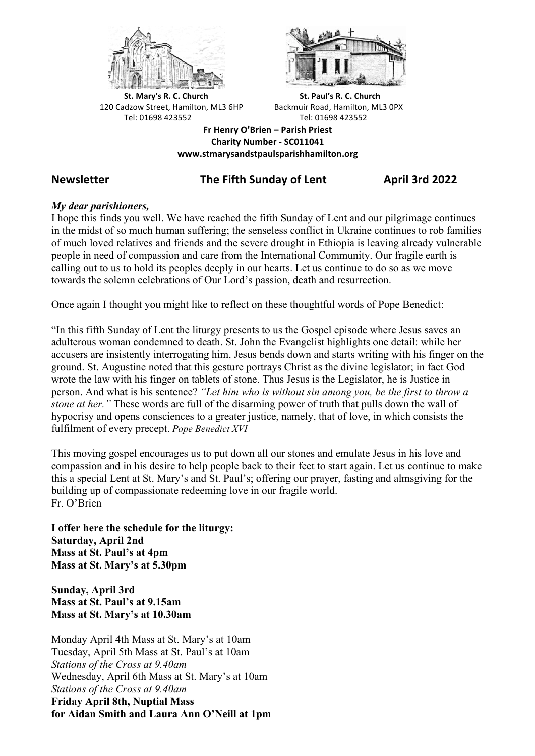**St. Mary's R. C. Church**
120 Cadzow Street, Hamilton, ML3 6HP
Tel: 01698 423552

**St. Paul's R. C. Church**
Backmuir Road, Hamilton, ML3 0PX
Tel: 01698 423552

**Fr Henry O'Brien – Parish Priest**
**Charity Number - SC011041**
**www.stmarysandstpaulsparishhamilton.org**

## Newsletter — The Fifth Sunday of Lent — April 3rd 2022

***My dear parishioners,***
I hope this finds you well. We have reached the fifth Sunday of Lent and our pilgrimage continues in the midst of so much human suffering; the senseless conflict in Ukraine continues to rob families of much loved relatives and friends and the severe drought in Ethiopia is leaving already vulnerable people in need of compassion and care from the International Community. Our fragile earth is calling out to us to hold its peoples deeply in our hearts. Let us continue to do so as we move towards the solemn celebrations of Our Lord's passion, death and resurrection.

Once again I thought you might like to reflect on these thoughtful words of Pope Benedict:

"In this fifth Sunday of Lent the liturgy presents to us the Gospel episode where Jesus saves an adulterous woman condemned to death. St. John the Evangelist highlights one detail: while her accusers are insistently interrogating him, Jesus bends down and starts writing with his finger on the ground. St. Augustine noted that this gesture portrays Christ as the divine legislator; in fact God wrote the law with his finger on tablets of stone. Thus Jesus is the Legislator, he is Justice in person. And what is his sentence? *"Let him who is without sin among you, be the first to throw a stone at her."* These words are full of the disarming power of truth that pulls down the wall of hypocrisy and opens consciences to a greater justice, namely, that of love, in which consists the fulfilment of every precept. *Pope Benedict XVI*

This moving gospel encourages us to put down all our stones and emulate Jesus in his love and compassion and in his desire to help people back to their feet to start again. Let us continue to make this a special Lent at St. Mary's and St. Paul's; offering our prayer, fasting and almsgiving for the building up of compassionate redeeming love in our fragile world.
Fr. O'Brien

**I offer here the schedule for the liturgy:**
**Saturday, April 2nd**
**Mass at St. Paul's at 4pm**
**Mass at St. Mary's at 5.30pm**

**Sunday, April 3rd**
**Mass at St. Paul's at 9.15am**
**Mass at St. Mary's at 10.30am**

Monday April 4th Mass at St. Mary's at 10am
Tuesday, April 5th Mass at St. Paul's at 10am
*Stations of the Cross at 9.40am*
Wednesday, April 6th Mass at St. Mary's at 10am
*Stations of the Cross at 9.40am*
**Friday April 8th, Nuptial Mass**
**for Aidan Smith and Laura Ann O'Neill at 1pm**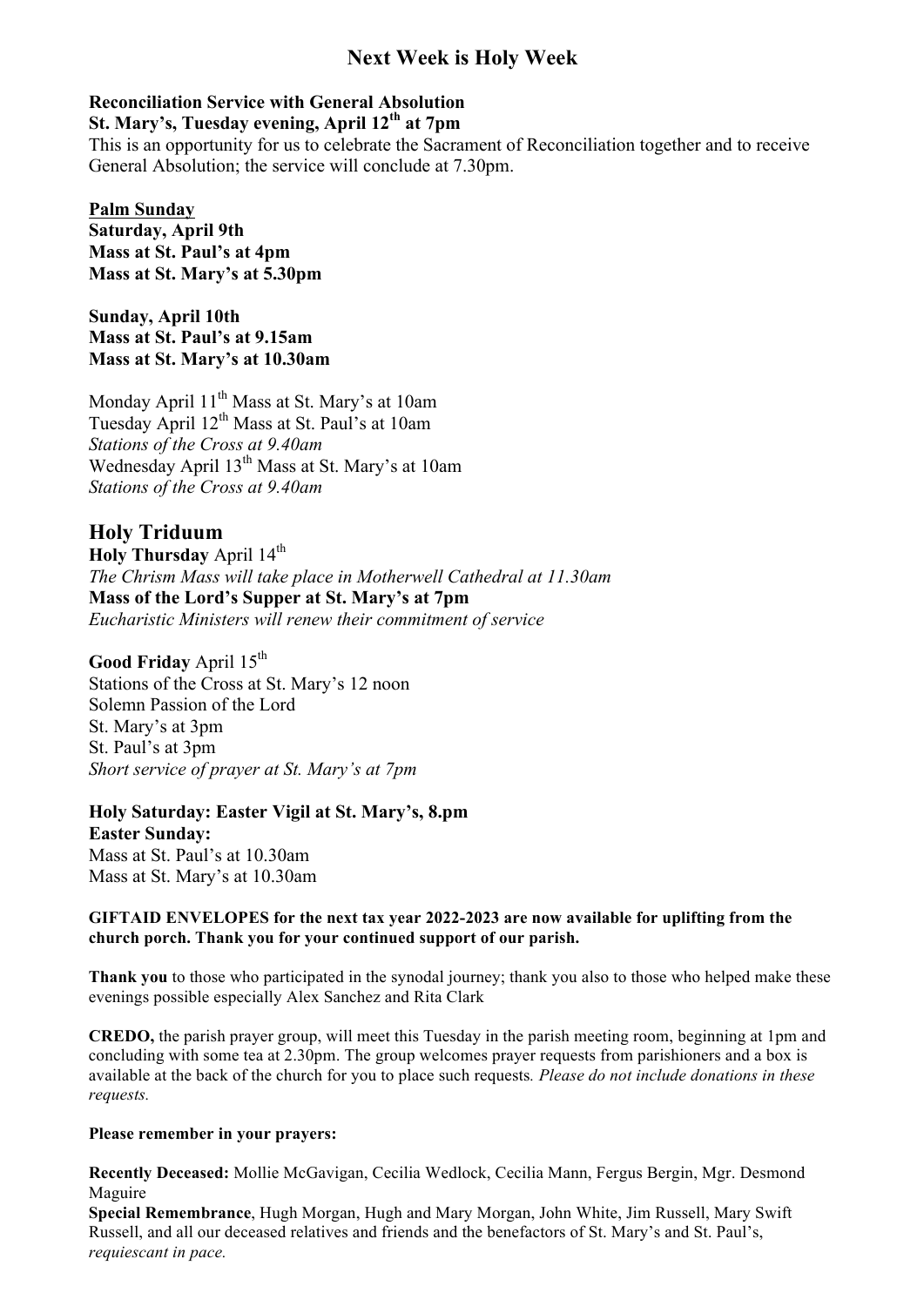## Next Week is Holy Week

**Reconciliation Service with General Absolution**
**St. Mary's, Tuesday evening, April 12th at 7pm**
This is an opportunity for us to celebrate the Sacrament of Reconciliation together and to receive General Absolution; the service will conclude at 7.30pm.

**<u>Palm Sunday</u>**
**Saturday, April 9th**
**Mass at St. Paul's at 4pm**
**Mass at St. Mary's at 5.30pm**

**Sunday, April 10th**
**Mass at St. Paul's at 9.15am**
**Mass at St. Mary's at 10.30am**

Monday April 11th Mass at St. Mary's at 10am
Tuesday April 12th Mass at St. Paul's at 10am
*Stations of the Cross at 9.40am*
Wednesday April 13th Mass at St. Mary's at 10am
*Stations of the Cross at 9.40am*

## Holy Triduum

**Holy Thursday** April 14th
*The Chrism Mass will take place in Motherwell Cathedral at 11.30am*
**Mass of the Lord's Supper at St. Mary's at 7pm**
*Eucharistic Ministers will renew their commitment of service*

**Good Friday** April 15th
Stations of the Cross at St. Mary's 12 noon
Solemn Passion of the Lord
St. Mary's at 3pm
St. Paul's at 3pm
*Short service of prayer at St. Mary's at 7pm*

**Holy Saturday: Easter Vigil at St. Mary's, 8.pm**
**Easter Sunday:**
Mass at St. Paul's at 10.30am
Mass at St. Mary's at 10.30am

**GIFTAID ENVELOPES for the next tax year 2022-2023 are now available for uplifting from the church porch. Thank you for your continued support of our parish.**

**Thank you** to those who participated in the synodal journey; thank you also to those who helped make these evenings possible especially Alex Sanchez and Rita Clark

**CREDO,** the parish prayer group, will meet this Tuesday in the parish meeting room, beginning at 1pm and concluding with some tea at 2.30pm. The group welcomes prayer requests from parishioners and a box is available at the back of the church for you to place such requests*. Please do not include donations in these requests.*

**Please remember in your prayers:**

**Recently Deceased:** Mollie McGavigan, Cecilia Wedlock, Cecilia Mann, Fergus Bergin, Mgr. Desmond Maguire
**Special Remembrance**, Hugh Morgan, Hugh and Mary Morgan, John White, Jim Russell, Mary Swift Russell, and all our deceased relatives and friends and the benefactors of St. Mary's and St. Paul's, *requiescant in pace.*